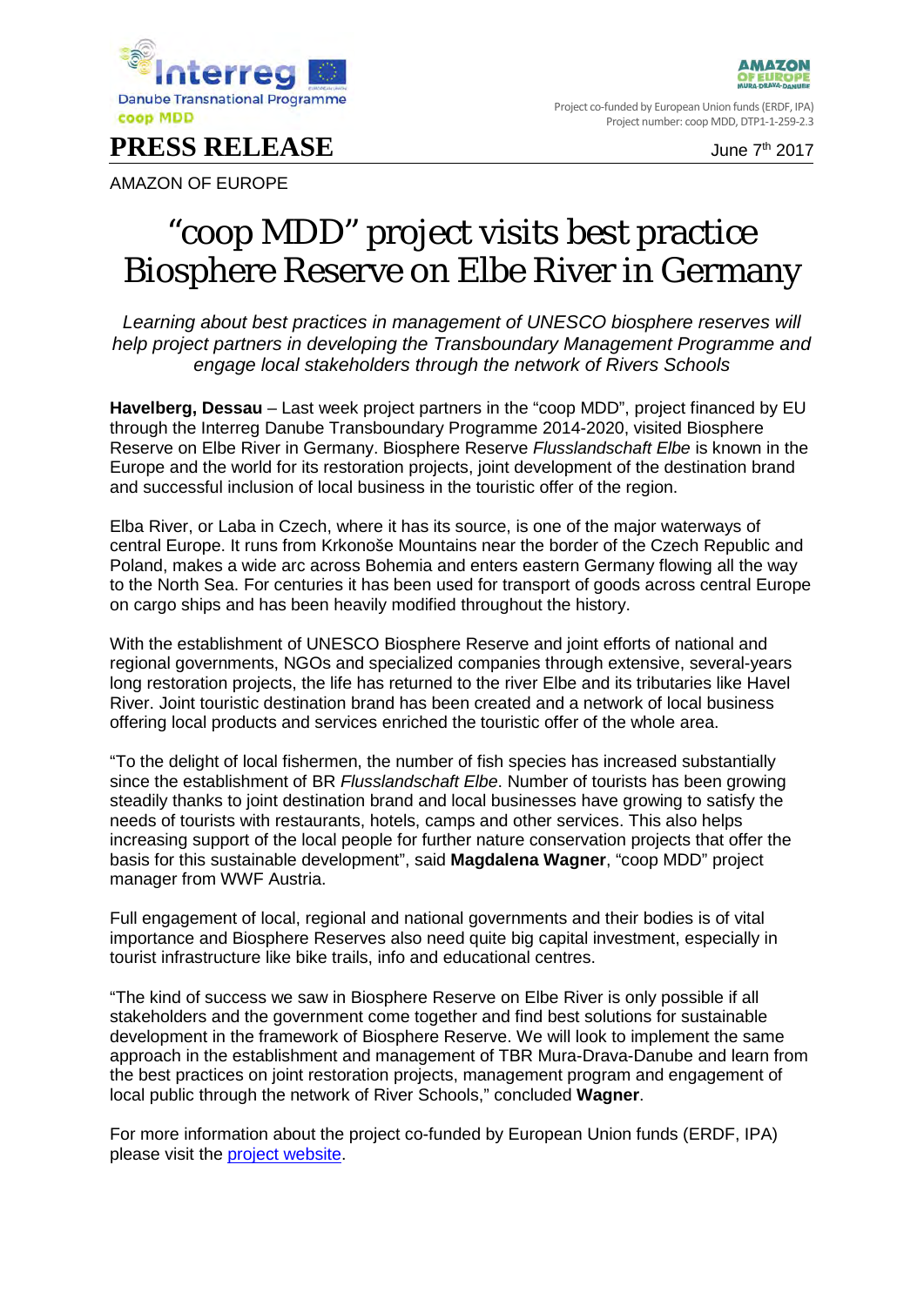Project co-funded by European Union funds (ERDF, IPA)
Project number: coop MDD, DTP1-1-259-2.3

# PRESS RELEASE

June 7th 2017

AMAZON OF EUROPE

# "coop MDD" project visits best practice Biosphere Reserve on Elbe River in Germany

*Learning about best practices in management of UNESCO biosphere reserves will help project partners in developing the Transboundary Management Programme and engage local stakeholders through the network of Rivers Schools*

**Havelberg, Dessau** – Last week project partners in the "coop MDD", project financed by EU through the Interreg Danube Transboundary Programme 2014-2020, visited Biosphere Reserve on Elbe River in Germany. Biosphere Reserve *Flusslandschaft Elbe* is known in the Europe and the world for its restoration projects, joint development of the destination brand and successful inclusion of local business in the touristic offer of the region.

Elba River, or Laba in Czech, where it has its source, is one of the major waterways of central Europe. It runs from Krkonoše Mountains near the border of the Czech Republic and Poland, makes a wide arc across Bohemia and enters eastern Germany flowing all the way to the North Sea. For centuries it has been used for transport of goods across central Europe on cargo ships and has been heavily modified throughout the history.

With the establishment of UNESCO Biosphere Reserve and joint efforts of national and regional governments, NGOs and specialized companies through extensive, several-years long restoration projects, the life has returned to the river Elbe and its tributaries like Havel River. Joint touristic destination brand has been created and a network of local business offering local products and services enriched the touristic offer of the whole area.

"To the delight of local fishermen, the number of fish species has increased substantially since the establishment of BR *Flusslandschaft Elbe*. Number of tourists has been growing steadily thanks to joint destination brand and local businesses have growing to satisfy the needs of tourists with restaurants, hotels, camps and other services. This also helps increasing support of the local people for further nature conservation projects that offer the basis for this sustainable development", said **Magdalena Wagner**, "coop MDD" project manager from WWF Austria.

Full engagement of local, regional and national governments and their bodies is of vital importance and Biosphere Reserves also need quite big capital investment, especially in tourist infrastructure like bike trails, info and educational centres.

"The kind of success we saw in Biosphere Reserve on Elbe River is only possible if all stakeholders and the government come together and find best solutions for sustainable development in the framework of Biosphere Reserve. We will look to implement the same approach in the establishment and management of TBR Mura-Drava-Danube and learn from the best practices on joint restoration projects, management program and engagement of local public through the network of River Schools," concluded **Wagner**.

For more information about the project co-funded by European Union funds (ERDF, IPA) please visit the project website.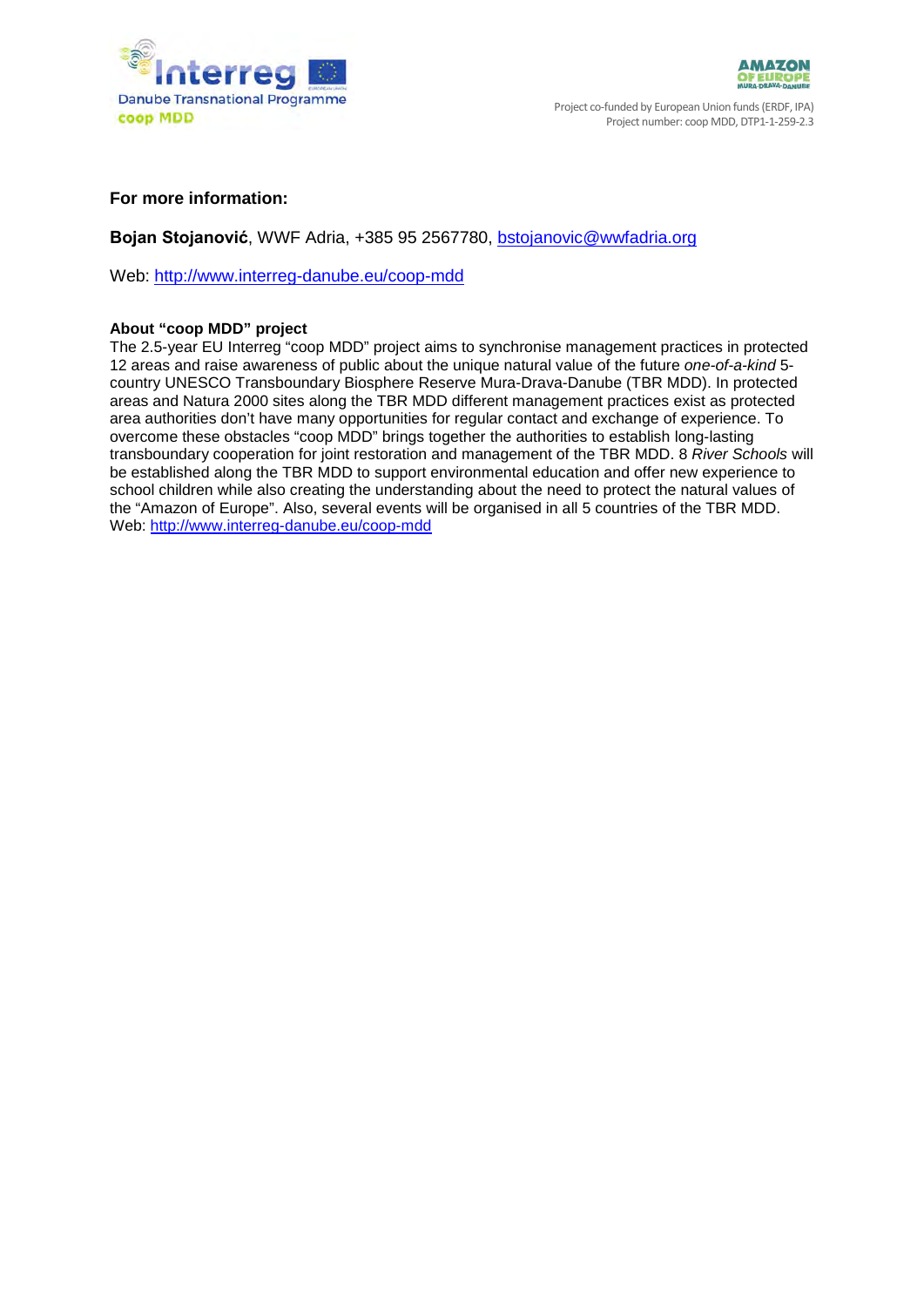**For more information:**

**Bojan Stojanović**, WWF Adria, +385 95 2567780, bstojanovic@wwfadria.org

Web: http://www.interreg-danube.eu/coop-mdd

**About "coop MDD" project**

The 2.5-year EU Interreg "coop MDD" project aims to synchronise management practices in protected 12 areas and raise awareness of public about the unique natural value of the future *one-of-a-kind* 5-country UNESCO Transboundary Biosphere Reserve Mura-Drava-Danube (TBR MDD). In protected areas and Natura 2000 sites along the TBR MDD different management practices exist as protected area authorities don't have many opportunities for regular contact and exchange of experience. To overcome these obstacles "coop MDD" brings together the authorities to establish long-lasting transboundary cooperation for joint restoration and management of the TBR MDD. 8 *River Schools* will be established along the TBR MDD to support environmental education and offer new experience to school children while also creating the understanding about the need to protect the natural values of the "Amazon of Europe". Also, several events will be organised in all 5 countries of the TBR MDD. Web: http://www.interreg-danube.eu/coop-mdd